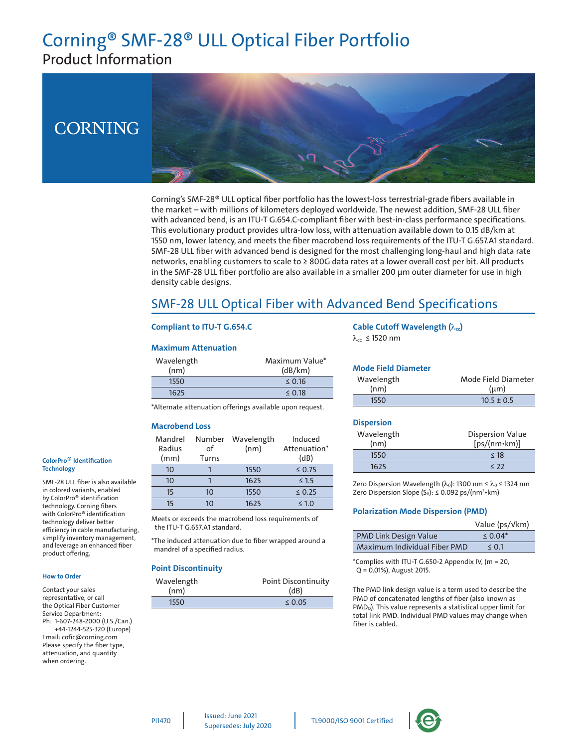# Corning® SMF-28® ULL Optical Fiber Portfolio

## Product Information

CORNING

Corning's SMF-28® ULL optical fiber portfolio has the lowest-loss terrestrial-grade fibers available in the market – with millions of kilometers deployed worldwide. The newest addition, SMF-28 ULL fiber with advanced bend, is an ITU-T G.654.C-compliant fiber with best-in-class performance specifications. This evolutionary product provides ultra-low loss, with attenuation available down to 0.15 dB/km at 1550 nm, lower latency, and meets the fiber macrobend loss requirements of the ITU-T G.657.A1 standard. SMF-28 ULL fiber with advanced bend is designed for the most challenging long-haul and high data rate networks, enabling customers to scale to ≥ 800G data rates at a lower overall cost per bit. All products in the SMF-28 ULL fiber portfolio are also available in a smaller 200 µm outer diameter for use in high density cable designs.

## SMF-28 ULL Optical Fiber with Advanced Bend Specifications

### Compliant to ITU-T G.654.C

### Maximum Attenuation

| Wavelength (nm) | Maximum Value* (dB/km) |
|---|---|
| 1550 | ≤ 0.16 |
| 1625 | ≤ 0.18 |

*Alternate attenuation offerings available upon request.

### Macrobend Loss

| Mandrel Radius (mm) | Number of Turns | Wavelength (nm) | Induced Attenuation* (dB) |
|---|---|---|---|
| 10 | 1 | 1550 | ≤ 0.75 |
| 10 | 1 | 1625 | ≤ 1.5 |
| 15 | 10 | 1550 | ≤ 0.25 |
| 15 | 10 | 1625 | ≤ 1.0 |

Meets or exceeds the macrobend loss requirements of the ITU-T G.657.A1 standard.

*The induced attenuation due to fiber wrapped around a mandrel of a specified radius.

### Point Discontinuity

| Wavelength (nm) | Point Discontinuity (dB) |
|---|---|
| 1550 | ≤ 0.05 |

### Cable Cutoff Wavelength ($\lambda_{cc}$)

$\lambda_{cc}$ ≤ 1520 nm

### Mode Field Diameter

| Wavelength (nm) | Mode Field Diameter (µm) |
|---|---|
| 1550 | 10.5 ± 0.5 |

### Dispersion

| Wavelength (nm) | Dispersion Value [ps/(nm•km)] |
|---|---|
| 1550 | ≤ 18 |
| 1625 | ≤ 22 |

Zero Dispersion Wavelength ($\lambda_0$): 1300 nm ≤ $\lambda_0$ ≤ 1324 nm
Zero Dispersion Slope ($S_0$): ≤ 0.092 ps/(nm²•km)

### Polarization Mode Dispersion (PMD)

| | Value (ps/√km) |
|---|---|
| PMD Link Design Value | ≤ 0.04* |
| Maximum Individual Fiber PMD | ≤ 0.1 |

*Complies with ITU-T G.650-2 Appendix IV, (m = 20, Q = 0.01%), August 2015.

The PMD link design value is a term used to describe the PMD of concatenated lengths of fiber (also known as $PMD_Q$). This value represents a statistical upper limit for total link PMD. Individual PMD values may change when fiber is cabled.

#### ColorPro® Identification Technology

SMF-28 ULL fiber is also available in colored variants, enabled by ColorPro® identification technology. Corning fibers with ColorPro® identification technology deliver better efficiency in cable manufacturing, simplify inventory management, and leverage an enhanced fiber product offering.

#### How to Order

Contact your sales representative, or call the Optical Fiber Customer Service Department:
Ph: 1-607-248-2000 (U.S./Can.)
+44-1244-525-320 (Europe)
Email: cofic@corning.com
Please specify the fiber type, attenuation, and quantity when ordering.

PI1470 | Issued: June 2021 Supersedes: July 2020 | TL9000/ISO 9001 Certified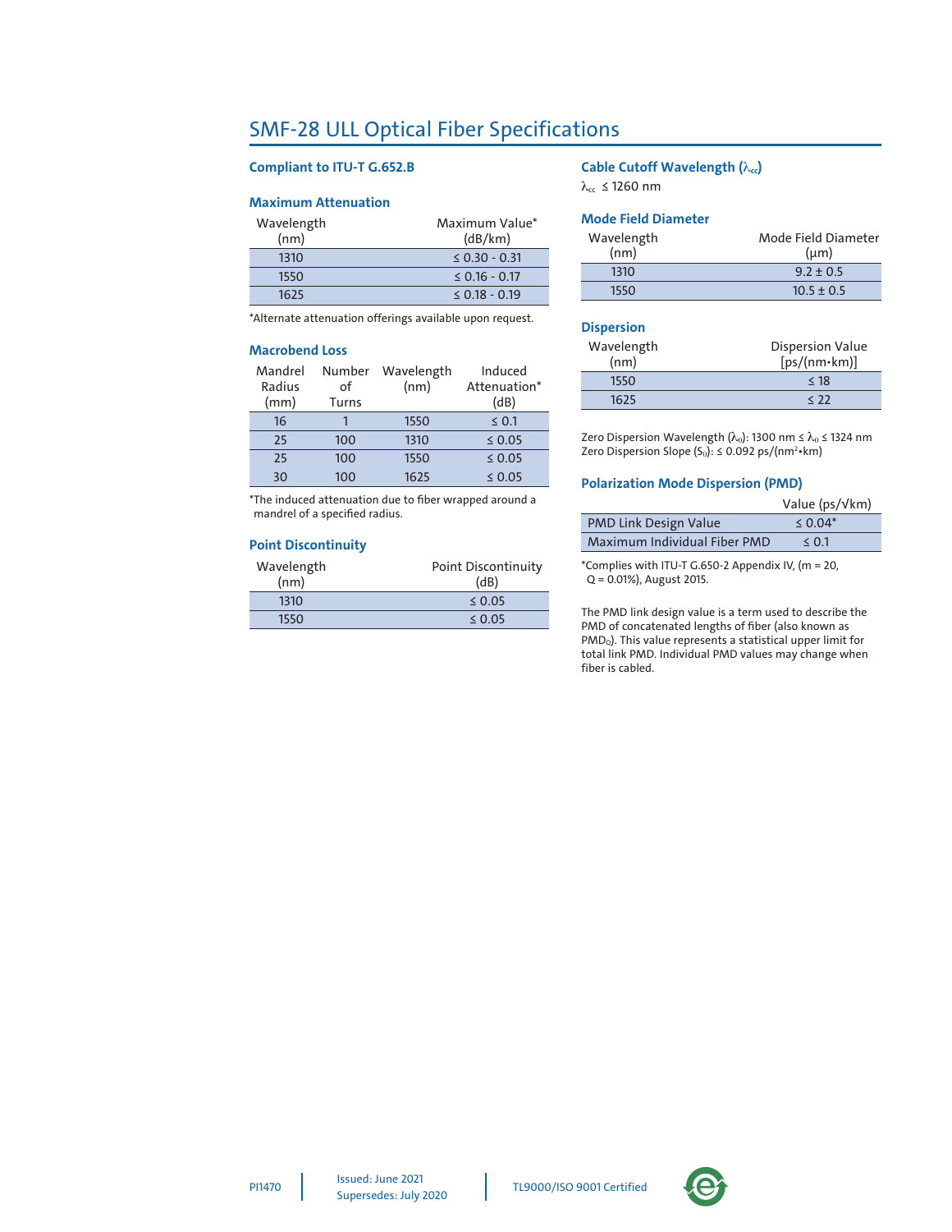# SMF-28 ULL Optical Fiber Specifications

### Compliant to ITU-T G.652.B

### Maximum Attenuation

| Wavelength (nm) | Maximum Value* (dB/km) |
|---|---|
| 1310 | ≤ 0.30 - 0.31 |
| 1550 | ≤ 0.16 - 0.17 |
| 1625 | ≤ 0.18 - 0.19 |

*Alternate attenuation offerings available upon request.

### Macrobend Loss

| Mandrel Radius (mm) | Number of Turns | Wavelength (nm) | Induced Attenuation* (dB) |
|---|---|---|---|
| 16 | 1 | 1550 | ≤ 0.1 |
| 25 | 100 | 1310 | ≤ 0.05 |
| 25 | 100 | 1550 | ≤ 0.05 |
| 30 | 100 | 1625 | ≤ 0.05 |

*The induced attenuation due to fiber wrapped around a mandrel of a specified radius.

### Point Discontinuity

| Wavelength (nm) | Point Discontinuity (dB) |
|---|---|
| 1310 | ≤ 0.05 |
| 1550 | ≤ 0.05 |

### Cable Cutoff Wavelength ($\lambda_{cc}$)

$\lambda_{cc}$ ≤ 1260 nm

### Mode Field Diameter

| Wavelength (nm) | Mode Field Diameter (µm) |
|---|---|
| 1310 | 9.2 ± 0.5 |
| 1550 | 10.5 ± 0.5 |

### Dispersion

| Wavelength (nm) | Dispersion Value [ps/(nm•km)] |
|---|---|
| 1550 | ≤ 18 |
| 1625 | ≤ 22 |

Zero Dispersion Wavelength ($\lambda_0$): 1300 nm ≤ $\lambda_0$ ≤ 1324 nm
Zero Dispersion Slope ($S_0$): ≤ 0.092 ps/(nm²•km)

### Polarization Mode Dispersion (PMD)

| | Value (ps/√km) |
|---|---|
| PMD Link Design Value | ≤ 0.04* |
| Maximum Individual Fiber PMD | ≤ 0.1 |

*Complies with ITU-T G.650-2 Appendix IV, (m = 20, Q = 0.01%), August 2015.

The PMD link design value is a term used to describe the PMD of concatenated lengths of fiber (also known as $PMD_Q$). This value represents a statistical upper limit for total link PMD. Individual PMD values may change when fiber is cabled.

PI1470 | Issued: June 2021 Supersedes: July 2020 | TL9000/ISO 9001 Certified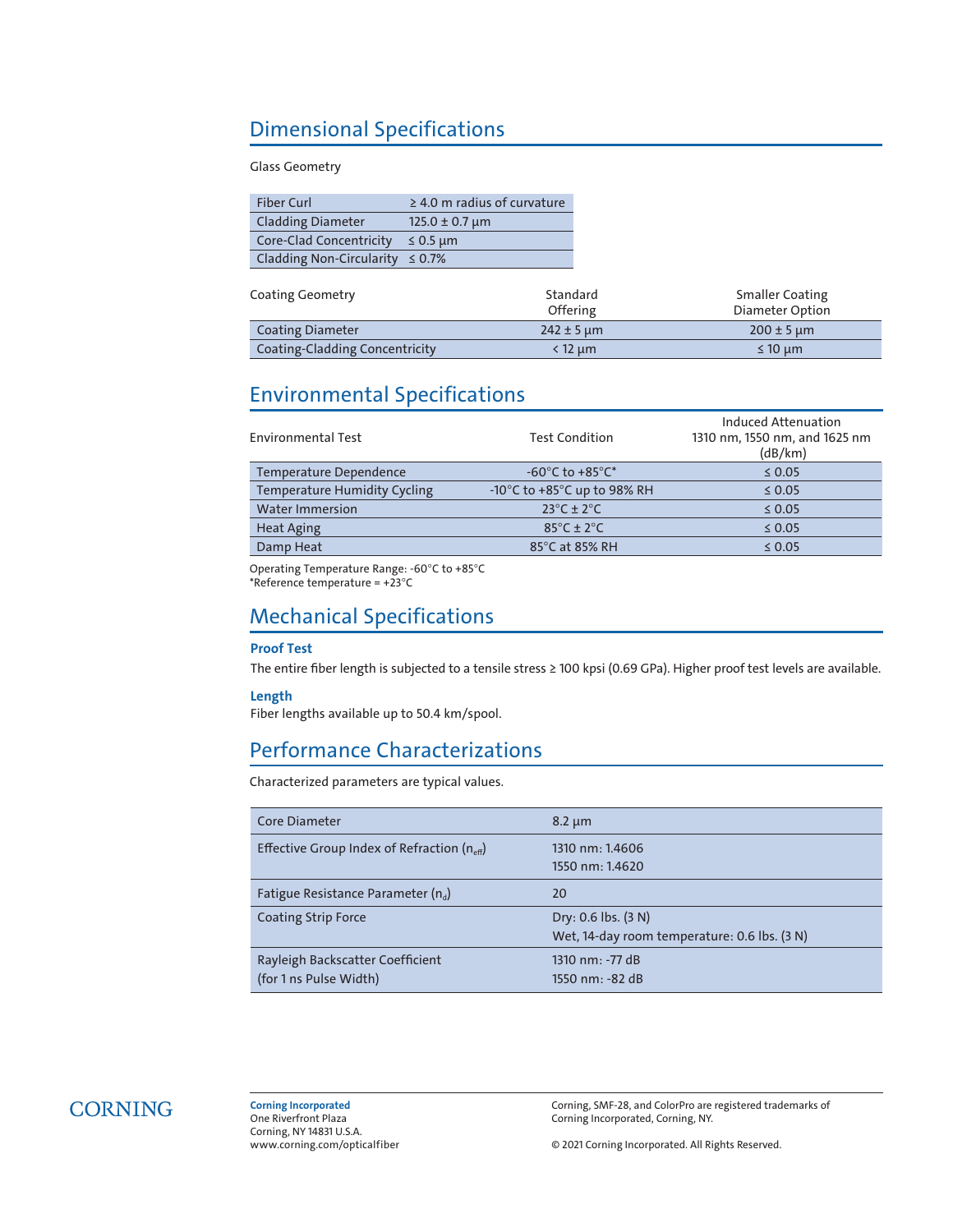## Dimensional Specifications

Glass Geometry

| | |
|---|---|
| Fiber Curl | ≥ 4.0 m radius of curvature |
| Cladding Diameter | 125.0 ± 0.7 µm |
| Core-Clad Concentricity | ≤ 0.5 µm |
| Cladding Non-Circularity | ≤ 0.7% |

| Coating Geometry | Standard Offering | Smaller Coating Diameter Option |
|---|---|---|
| Coating Diameter | 242 ± 5 µm | 200 ± 5 µm |
| Coating-Cladding Concentricity | < 12 µm | ≤ 10 µm |

## Environmental Specifications

| Environmental Test | Test Condition | Induced Attenuation 1310 nm, 1550 nm, and 1625 nm (dB/km) |
|---|---|---|
| Temperature Dependence | -60°C to +85°C* | ≤ 0.05 |
| Temperature Humidity Cycling | -10°C to +85°C up to 98% RH | ≤ 0.05 |
| Water Immersion | 23°C ± 2°C | ≤ 0.05 |
| Heat Aging | 85°C ± 2°C | ≤ 0.05 |
| Damp Heat | 85°C at 85% RH | ≤ 0.05 |

Operating Temperature Range: -60°C to +85°C
*Reference temperature = +23°C

## Mechanical Specifications

### Proof Test

The entire fiber length is subjected to a tensile stress ≥ 100 kpsi (0.69 GPa). Higher proof test levels are available.

### Length

Fiber lengths available up to 50.4 km/spool.

## Performance Characterizations

Characterized parameters are typical values.

| | |
|---|---|
| Core Diameter | 8.2 µm |
| Effective Group Index of Refraction ($n_{eff}$) | 1310 nm: 1.4606<br>1550 nm: 1.4620 |
| Fatigue Resistance Parameter ($n_d$) | 20 |
| Coating Strip Force | Dry: 0.6 lbs. (3 N)<br>Wet, 14-day room temperature: 0.6 lbs. (3 N) |
| Rayleigh Backscatter Coefficient (for 1 ns Pulse Width) | 1310 nm: -77 dB<br>1550 nm: -82 dB |

CORNING

**Corning Incorporated**
One Riverfront Plaza
Corning, NY 14831 U.S.A.
www.corning.com/opticalfiber

Corning, SMF-28, and ColorPro are registered trademarks of Corning Incorporated, Corning, NY.

© 2021 Corning Incorporated. All Rights Reserved.